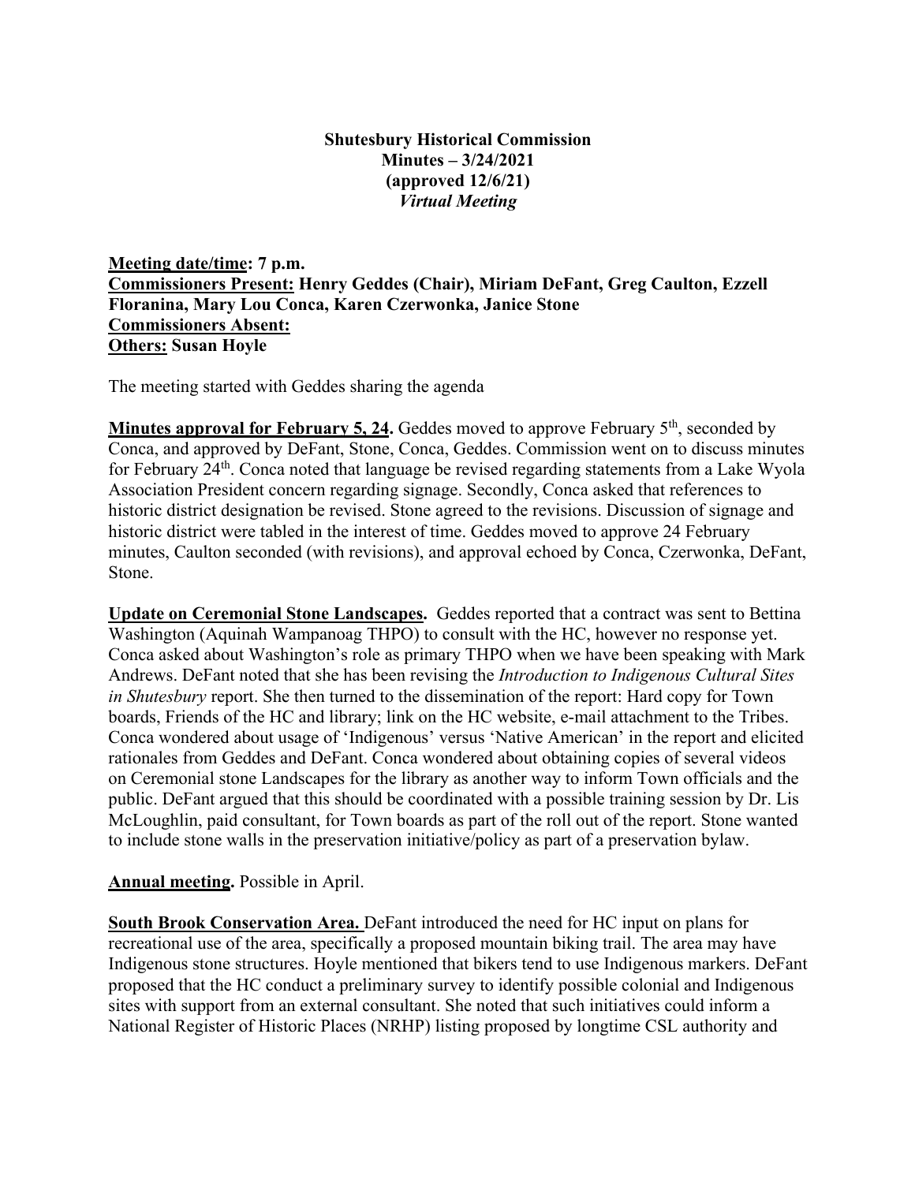**Shutesbury Historical Commission**
**Minutes – 3/24/2021**
**(approved 12/6/21)**
***Virtual Meeting***

**Meeting date/time: 7 p.m.**
**Commissioners Present: Henry Geddes (Chair), Miriam DeFant, Greg Caulton, Ezzell Floranina, Mary Lou Conca, Karen Czerwonka, Janice Stone**
**Commissioners Absent:**
**Others: Susan Hoyle**

The meeting started with Geddes sharing the agenda

**Minutes approval for February 5, 24.** Geddes moved to approve February 5th, seconded by Conca, and approved by DeFant, Stone, Conca, Geddes. Commission went on to discuss minutes for February 24th. Conca noted that language be revised regarding statements from a Lake Wyola Association President concern regarding signage. Secondly, Conca asked that references to historic district designation be revised. Stone agreed to the revisions. Discussion of signage and historic district were tabled in the interest of time. Geddes moved to approve 24 February minutes, Caulton seconded (with revisions), and approval echoed by Conca, Czerwonka, DeFant, Stone.

**Update on Ceremonial Stone Landscapes.** Geddes reported that a contract was sent to Bettina Washington (Aquinah Wampanoag THPO) to consult with the HC, however no response yet. Conca asked about Washington's role as primary THPO when we have been speaking with Mark Andrews. DeFant noted that she has been revising the *Introduction to Indigenous Cultural Sites in Shutesbury* report. She then turned to the dissemination of the report: Hard copy for Town boards, Friends of the HC and library; link on the HC website, e-mail attachment to the Tribes. Conca wondered about usage of 'Indigenous' versus 'Native American' in the report and elicited rationales from Geddes and DeFant. Conca wondered about obtaining copies of several videos on Ceremonial stone Landscapes for the library as another way to inform Town officials and the public. DeFant argued that this should be coordinated with a possible training session by Dr. Lis McLoughlin, paid consultant, for Town boards as part of the roll out of the report. Stone wanted to include stone walls in the preservation initiative/policy as part of a preservation bylaw.

**Annual meeting.** Possible in April.

**South Brook Conservation Area.** DeFant introduced the need for HC input on plans for recreational use of the area, specifically a proposed mountain biking trail. The area may have Indigenous stone structures. Hoyle mentioned that bikers tend to use Indigenous markers. DeFant proposed that the HC conduct a preliminary survey to identify possible colonial and Indigenous sites with support from an external consultant. She noted that such initiatives could inform a National Register of Historic Places (NRHP) listing proposed by longtime CSL authority and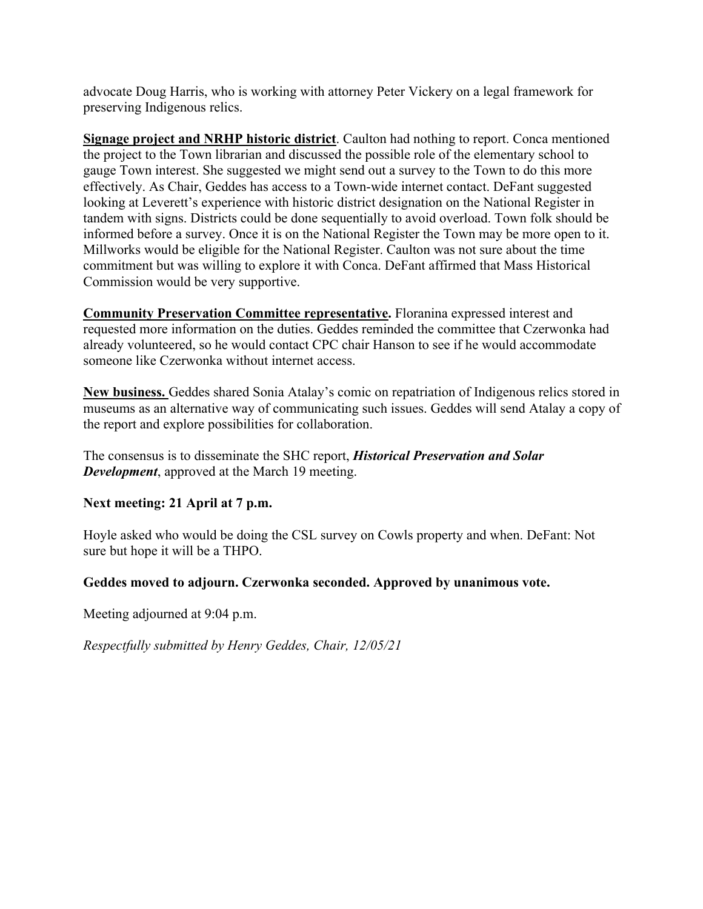advocate Doug Harris, who is working with attorney Peter Vickery on a legal framework for preserving Indigenous relics.

**Signage project and NRHP historic district**. Caulton had nothing to report. Conca mentioned the project to the Town librarian and discussed the possible role of the elementary school to gauge Town interest. She suggested we might send out a survey to the Town to do this more effectively. As Chair, Geddes has access to a Town-wide internet contact. DeFant suggested looking at Leverett's experience with historic district designation on the National Register in tandem with signs. Districts could be done sequentially to avoid overload. Town folk should be informed before a survey. Once it is on the National Register the Town may be more open to it. Millworks would be eligible for the National Register. Caulton was not sure about the time commitment but was willing to explore it with Conca. DeFant affirmed that Mass Historical Commission would be very supportive.

**Community Preservation Committee representative.** Floranina expressed interest and requested more information on the duties. Geddes reminded the committee that Czerwonka had already volunteered, so he would contact CPC chair Hanson to see if he would accommodate someone like Czerwonka without internet access.

**New business.** Geddes shared Sonia Atalay's comic on repatriation of Indigenous relics stored in museums as an alternative way of communicating such issues. Geddes will send Atalay a copy of the report and explore possibilities for collaboration.

The consensus is to disseminate the SHC report, ***Historical Preservation and Solar Development***, approved at the March 19 meeting.

**Next meeting: 21 April at 7 p.m.**

Hoyle asked who would be doing the CSL survey on Cowls property and when. DeFant: Not sure but hope it will be a THPO.

**Geddes moved to adjourn. Czerwonka seconded. Approved by unanimous vote.**

Meeting adjourned at 9:04 p.m.

*Respectfully submitted by Henry Geddes, Chair, 12/05/21*